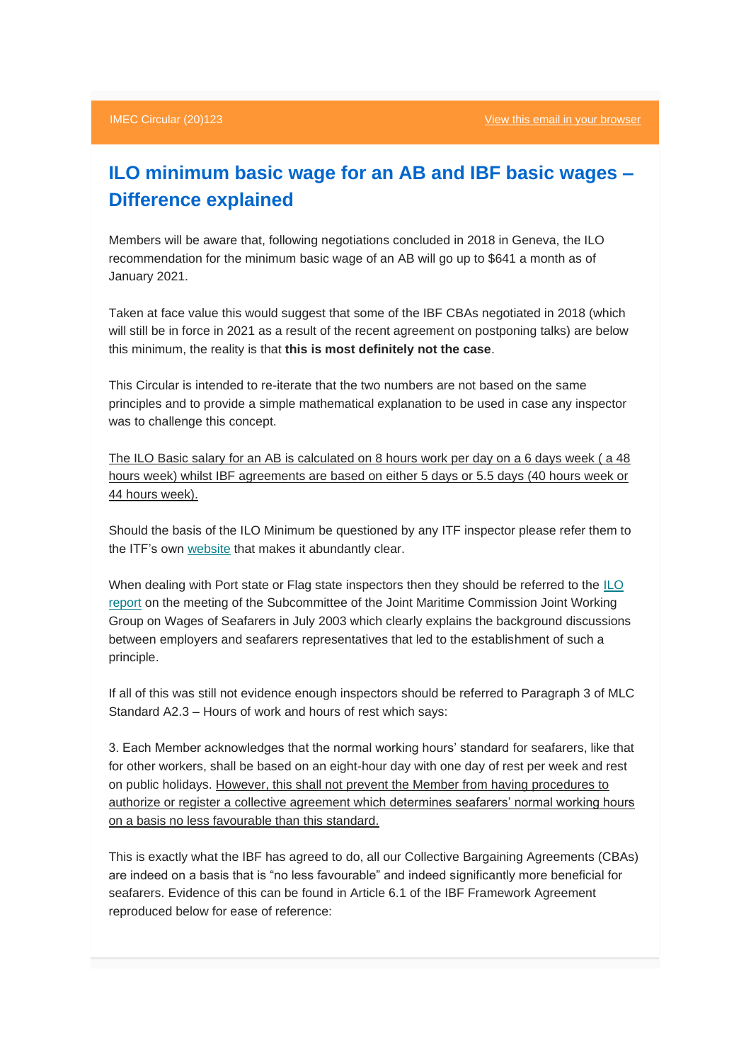IMEC Circular (20)123 [View this email in your browser]

# ILO minimum basic wage for an AB and IBF basic wages – Difference explained

Members will be aware that, following negotiations concluded in 2018 in Geneva, the ILO recommendation for the minimum basic wage of an AB will go up to $641 a month as of January 2021.

Taken at face value this would suggest that some of the IBF CBAs negotiated in 2018 (which will still be in force in 2021 as a result of the recent agreement on postponing talks) are below this minimum, the reality is that **this is most definitely not the case**.

This Circular is intended to re-iterate that the two numbers are not based on the same principles and to provide a simple mathematical explanation to be used in case any inspector was to challenge this concept.

The ILO Basic salary for an AB is calculated on 8 hours work per day on a 6 days week ( a 48 hours week) whilst IBF agreements are based on either 5 days or 5.5 days (40 hours week or 44 hours week).

Should the basis of the ILO Minimum be questioned by any ITF inspector please refer them to the ITF's own website that makes it abundantly clear.

When dealing with Port state or Flag state inspectors then they should be referred to the ILO report on the meeting of the Subcommittee of the Joint Maritime Commission Joint Working Group on Wages of Seafarers in July 2003 which clearly explains the background discussions between employers and seafarers representatives that led to the establishment of such a principle.

If all of this was still not evidence enough inspectors should be referred to Paragraph 3 of MLC Standard A2.3 – Hours of work and hours of rest which says:

3. Each Member acknowledges that the normal working hours' standard for seafarers, like that for other workers, shall be based on an eight-hour day with one day of rest per week and rest on public holidays. However, this shall not prevent the Member from having procedures to authorize or register a collective agreement which determines seafarers' normal working hours on a basis no less favourable than this standard.

This is exactly what the IBF has agreed to do, all our Collective Bargaining Agreements (CBAs) are indeed on a basis that is "no less favourable" and indeed significantly more beneficial for seafarers. Evidence of this can be found in Article 6.1 of the IBF Framework Agreement reproduced below for ease of reference: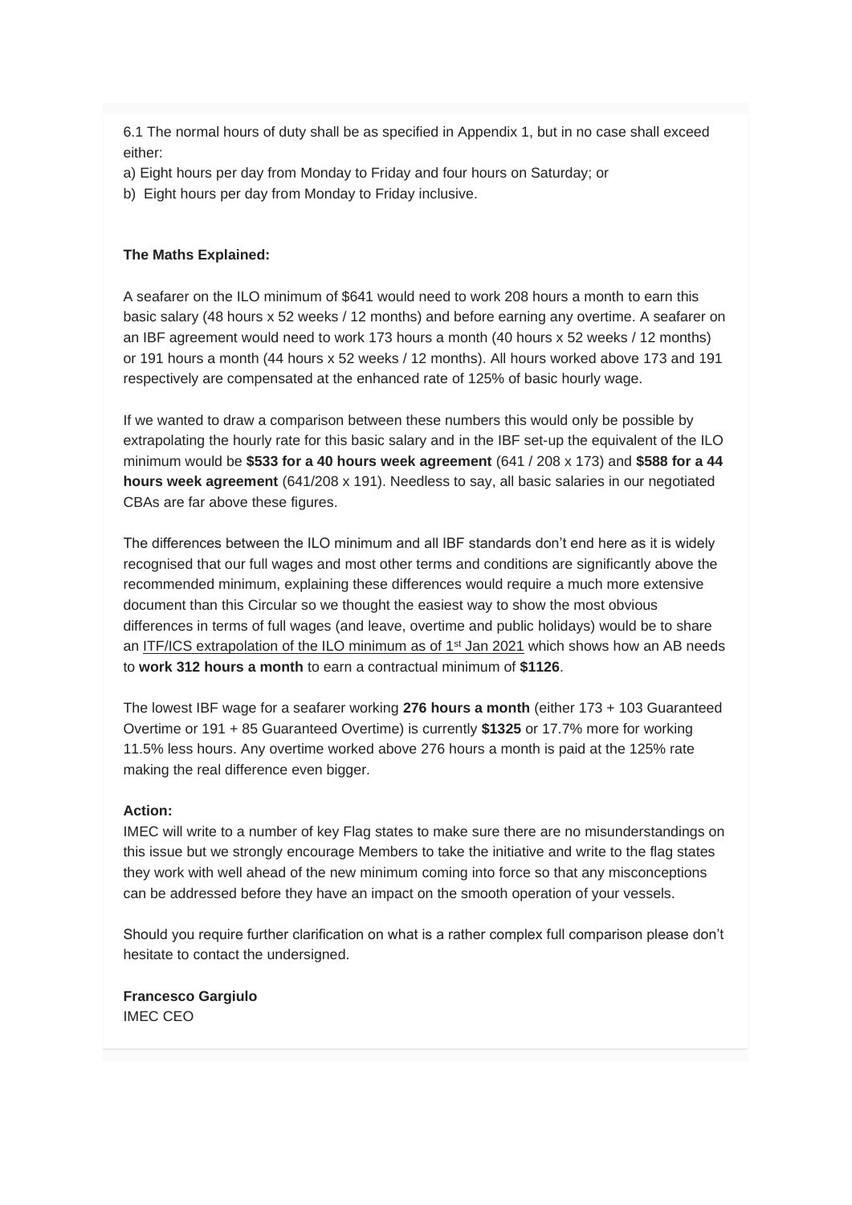6.1 The normal hours of duty shall be as specified in Appendix 1, but in no case shall exceed either:

a) Eight hours per day from Monday to Friday and four hours on Saturday; or

b) Eight hours per day from Monday to Friday inclusive.

**The Maths Explained:**

A seafarer on the ILO minimum of $641 would need to work 208 hours a month to earn this basic salary (48 hours x 52 weeks / 12 months) and before earning any overtime. A seafarer on an IBF agreement would need to work 173 hours a month (40 hours x 52 weeks / 12 months) or 191 hours a month (44 hours x 52 weeks / 12 months). All hours worked above 173 and 191 respectively are compensated at the enhanced rate of 125% of basic hourly wage.

If we wanted to draw a comparison between these numbers this would only be possible by extrapolating the hourly rate for this basic salary and in the IBF set-up the equivalent of the ILO minimum would be **$533 for a 40 hours week agreement** (641 / 208 x 173) and **$588 for a 44 hours week agreement** (641/208 x 191). Needless to say, all basic salaries in our negotiated CBAs are far above these figures.

The differences between the ILO minimum and all IBF standards don't end here as it is widely recognised that our full wages and most other terms and conditions are significantly above the recommended minimum, explaining these differences would require a much more extensive document than this Circular so we thought the easiest way to show the most obvious differences in terms of full wages (and leave, overtime and public holidays) would be to share an ITF/ICS extrapolation of the ILO minimum as of 1st Jan 2021 which shows how an AB needs to **work 312 hours a month** to earn a contractual minimum of **$1126**.

The lowest IBF wage for a seafarer working **276 hours a month** (either 173 + 103 Guaranteed Overtime or 191 + 85 Guaranteed Overtime) is currently **$1325** or 17.7% more for working 11.5% less hours. Any overtime worked above 276 hours a month is paid at the 125% rate making the real difference even bigger.

**Action:**

IMEC will write to a number of key Flag states to make sure there are no misunderstandings on this issue but we strongly encourage Members to take the initiative and write to the flag states they work with well ahead of the new minimum coming into force so that any misconceptions can be addressed before they have an impact on the smooth operation of your vessels.

Should you require further clarification on what is a rather complex full comparison please don't hesitate to contact the undersigned.

**Francesco Gargiulo**

IMEC CEO